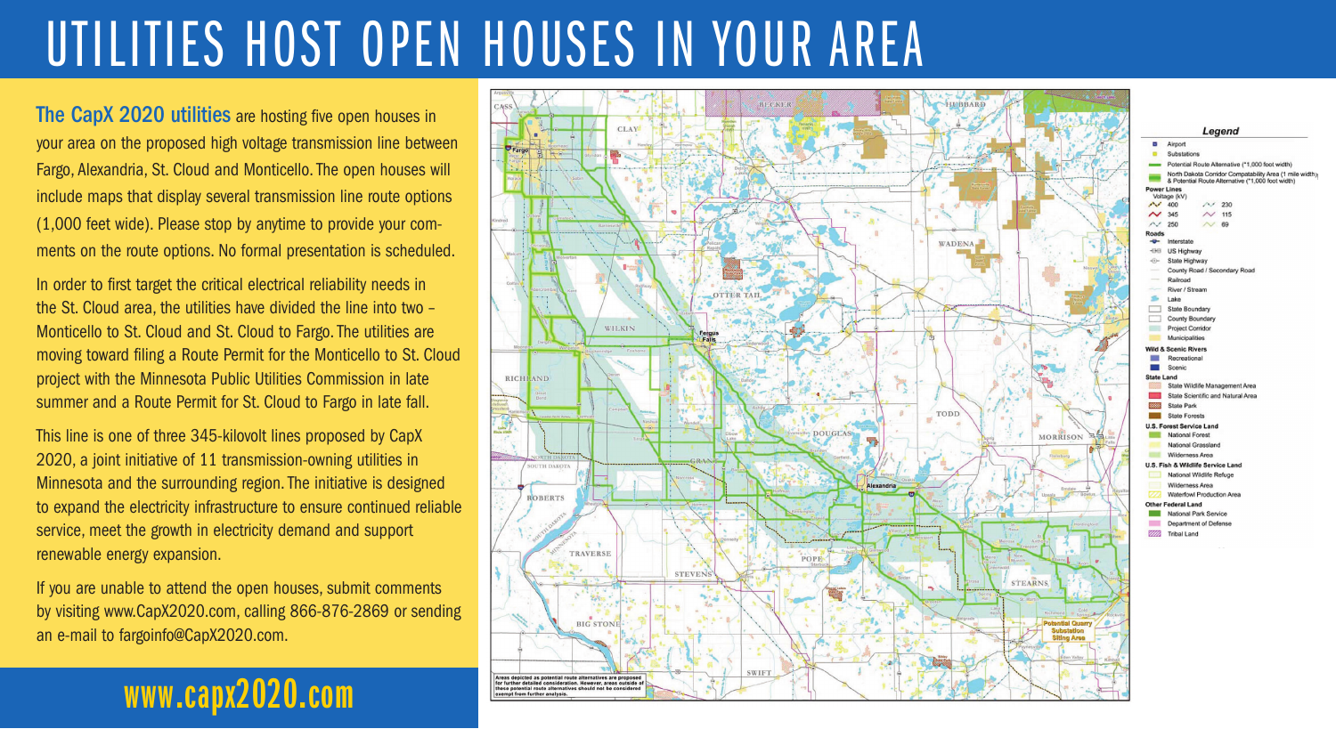# UTILITIES HOST OPEN HOUSES IN YOUR AREA

**The CapX 2020 utilities** are hosting five open houses in your area on the proposed high voltage transmission line between Fargo, Alexandria, St. Cloud and Monticello. The open houses will include maps that display several transmission line route options (1,000 feet wide). Please stop by anytime to provide your comments on the route options. No formal presentation is scheduled.

In order to first target the critical electrical reliability needs in the St. Cloud area, the utilities have divided the line into two – Monticello to St. Cloud and St. Cloud to Fargo. The utilities are moving toward filing a Route Permit for the Monticello to St. Cloud project with the Minnesota Public Utilities Commission in late summer and a Route Permit for St. Cloud to Fargo in late fall.

This line is one of three 345-kilovolt lines proposed by CapX 2020, a joint initiative of 11 transmission-owning utilities in Minnesota and the surrounding region. The initiative is designed to expand the electricity infrastructure to ensure continued reliable service, meet the growth in electricity demand and support renewable energy expansion.

If you are unable to attend the open houses, submit comments by visiting www.CapX2020.com, calling 866-876-2869 or sending an e-mail to fargoinfo@CapX2020.com.

**www.capx2020.com**

Areas depicted as potential route alternatives are proposed for further detailed consideration. However, areas outside of these potential route alternatives should not be considered exempt from further analysis.

**Legend**

- Airport
- Substations
- Potential Route Alternative (*1,000 foot width)
- North Dakota Corridor Compatibility Area (1 mile width) & Potential Route Alternative (*1,000 foot width)

**Power Lines**
Voltage (kV)
- 400
- 345
- 250
- 230
- 115
- 69

**Roads**
- Interstate
- US Highway
- State Highway
- County Road / Secondary Road
- Railroad
- River / Stream
- Lake
- State Boundary
- County Boundary
- Project Corridor
- Municipalities

**Wild & Scenic Rivers**
- Recreational
- Scenic

**State Land**
- State Wildlife Management Area
- State Scientific and Natural Area
- State Park
- State Forests

**U.S. Forest Service Land**
- National Forest
- National Grassland
- Wilderness Area

**U.S. Fish & Wildlife Service Land**
- National Wildlife Refuge
- Wilderness Area
- Waterfowl Production Area

**Other Federal Land**
- National Park Service
- Department of Defense
- Tribal Land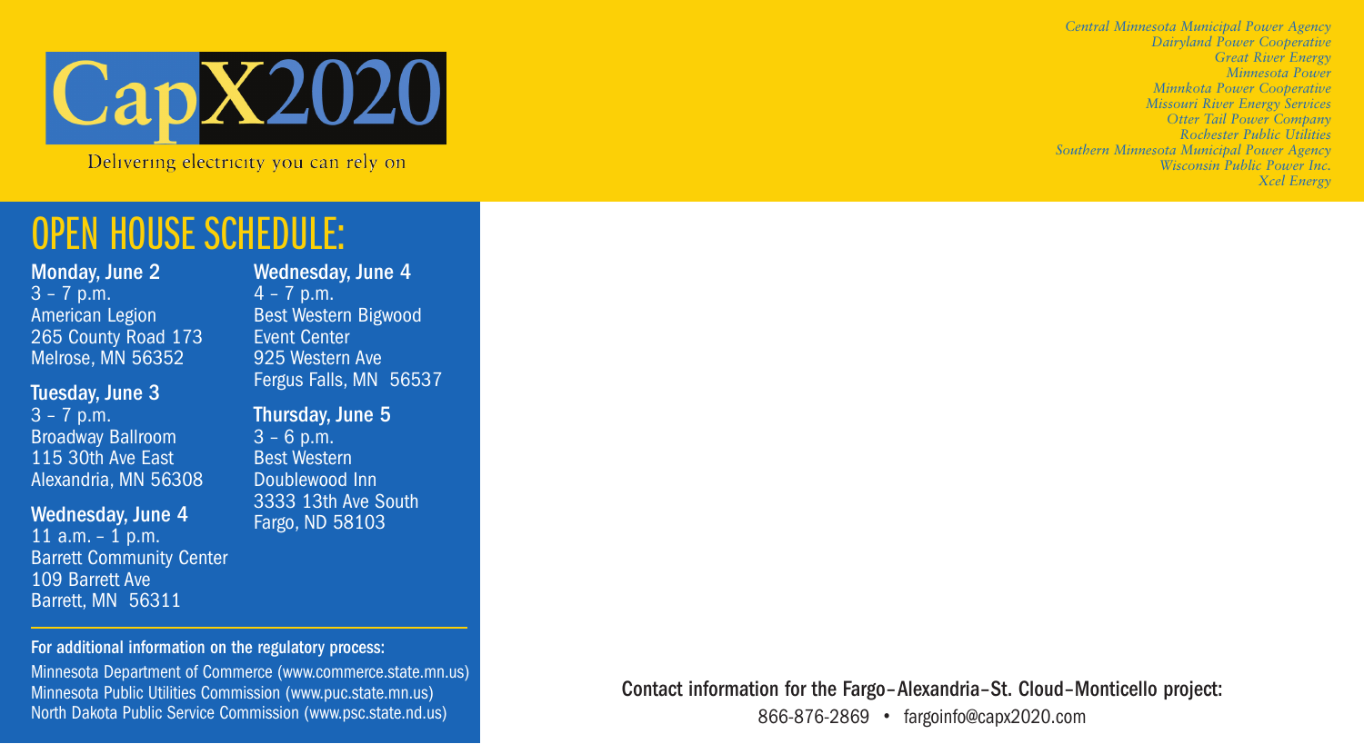# CapX2020

Delivering electricity you can rely on

*Central Minnesota Municipal Power Agency*
*Dairyland Power Cooperative*
*Great River Energy*
*Minnesota Power*
*Minnkota Power Cooperative*
*Missouri River Energy Services*
*Otter Tail Power Company*
*Rochester Public Utilities*
*Southern Minnesota Municipal Power Agency*
*Wisconsin Public Power Inc.*
*Xcel Energy*

## OPEN HOUSE SCHEDULE:

**Monday, June 2**
3 – 7 p.m.
American Legion
265 County Road 173
Melrose, MN 56352

**Tuesday, June 3**
3 – 7 p.m.
Broadway Ballroom
115 30th Ave East
Alexandria, MN 56308

**Wednesday, June 4**
11 a.m. – 1 p.m.
Barrett Community Center
109 Barrett Ave
Barrett, MN 56311

**Wednesday, June 4**
4 – 7 p.m.
Best Western Bigwood Event Center
925 Western Ave
Fergus Falls, MN 56537

**Thursday, June 5**
3 – 6 p.m.
Best Western Doublewood Inn
3333 13th Ave South
Fargo, ND 58103

**For additional information on the regulatory process:**

Minnesota Department of Commerce (www.commerce.state.mn.us)
Minnesota Public Utilities Commission (www.puc.state.mn.us)
North Dakota Public Service Commission (www.psc.state.nd.us)

**Contact information for the Fargo–Alexandria–St. Cloud–Monticello project:**

866-876-2869 • fargoinfo@capx2020.com